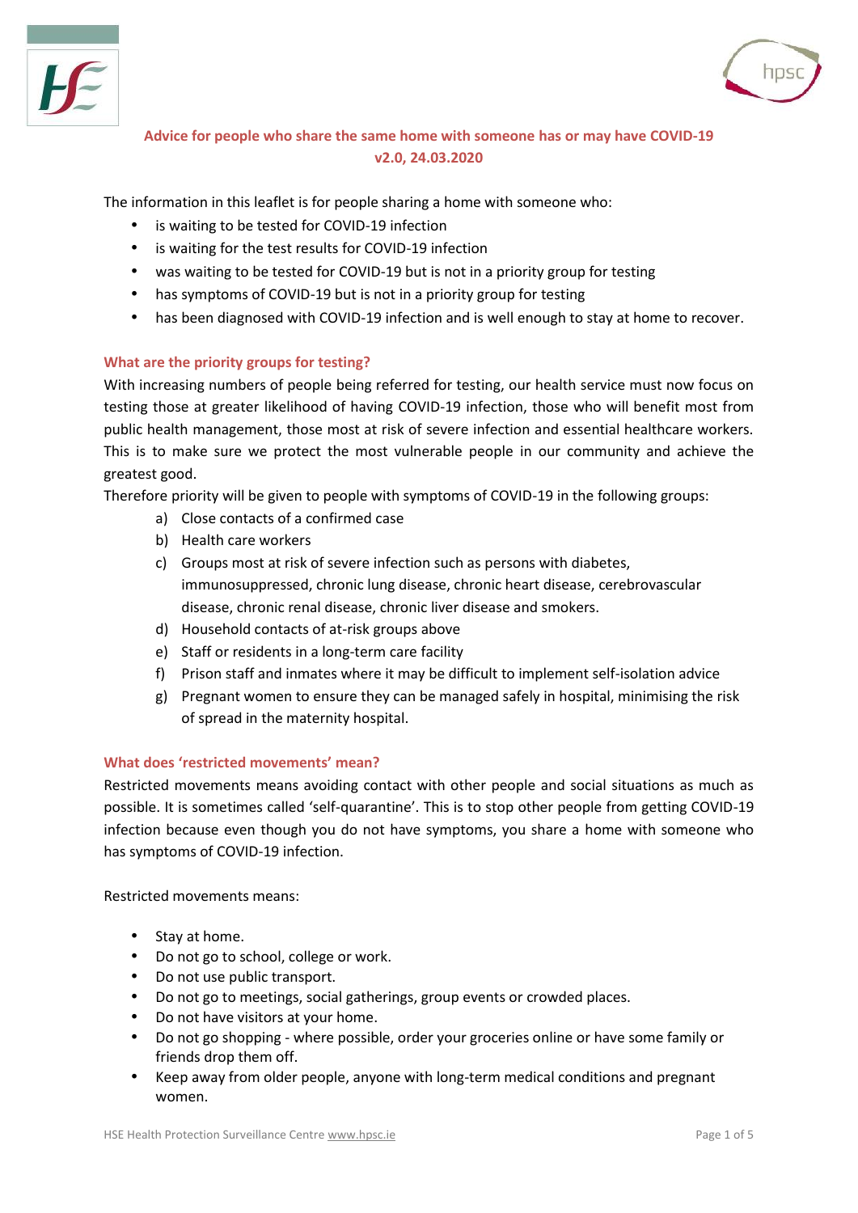# Advice for people who share the same home with someone has or may have COVID-19
**v2.0, 24.03.2020**

The information in this leaflet is for people sharing a home with someone who:

- is waiting to be tested for COVID-19 infection
- is waiting for the test results for COVID-19 infection
- was waiting to be tested for COVID-19 but is not in a priority group for testing
- has symptoms of COVID-19 but is not in a priority group for testing
- has been diagnosed with COVID-19 infection and is well enough to stay at home to recover.

## What are the priority groups for testing?

With increasing numbers of people being referred for testing, our health service must now focus on testing those at greater likelihood of having COVID-19 infection, those who will benefit most from public health management, those most at risk of severe infection and essential healthcare workers. This is to make sure we protect the most vulnerable people in our community and achieve the greatest good.

Therefore priority will be given to people with symptoms of COVID-19 in the following groups:

a) Close contacts of a confirmed case
b) Health care workers
c) Groups most at risk of severe infection such as persons with diabetes, immunosuppressed, chronic lung disease, chronic heart disease, cerebrovascular disease, chronic renal disease, chronic liver disease and smokers.
d) Household contacts of at-risk groups above
e) Staff or residents in a long-term care facility
f) Prison staff and inmates where it may be difficult to implement self-isolation advice
g) Pregnant women to ensure they can be managed safely in hospital, minimising the risk of spread in the maternity hospital.

## What does 'restricted movements' mean?

Restricted movements means avoiding contact with other people and social situations as much as possible. It is sometimes called 'self-quarantine'. This is to stop other people from getting COVID-19 infection because even though you do not have symptoms, you share a home with someone who has symptoms of COVID-19 infection.

Restricted movements means:

- Stay at home.
- Do not go to school, college or work.
- Do not use public transport.
- Do not go to meetings, social gatherings, group events or crowded places.
- Do not have visitors at your home.
- Do not go shopping - where possible, order your groceries online or have some family or friends drop them off.
- Keep away from older people, anyone with long-term medical conditions and pregnant women.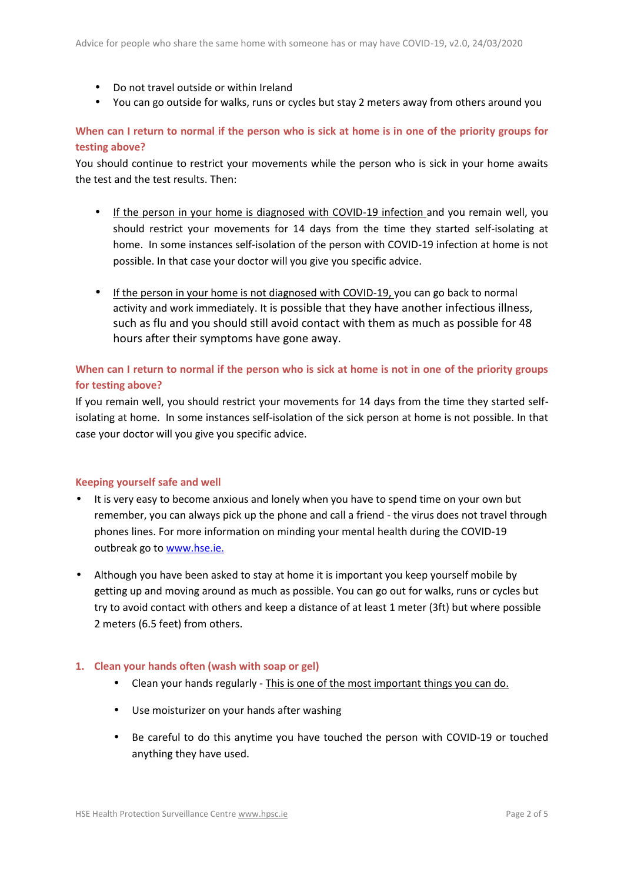- Do not travel outside or within Ireland
- You can go outside for walks, runs or cycles but stay 2 meters away from others around you

### When can I return to normal if the person who is sick at home is in one of the priority groups for testing above?

You should continue to restrict your movements while the person who is sick in your home awaits the test and the test results. Then:

- If the person in your home is diagnosed with COVID-19 infection and you remain well, you should restrict your movements for 14 days from the time they started self-isolating at home. In some instances self-isolation of the person with COVID-19 infection at home is not possible. In that case your doctor will you give you specific advice.

- If the person in your home is not diagnosed with COVID-19, you can go back to normal activity and work immediately. It is possible that they have another infectious illness, such as flu and you should still avoid contact with them as much as possible for 48 hours after their symptoms have gone away.

### When can I return to normal if the person who is sick at home is not in one of the priority groups for testing above?

If you remain well, you should restrict your movements for 14 days from the time they started self-isolating at home. In some instances self-isolation of the sick person at home is not possible. In that case your doctor will you give you specific advice.

### Keeping yourself safe and well

- It is very easy to become anxious and lonely when you have to spend time on your own but remember, you can always pick up the phone and call a friend - the virus does not travel through phones lines. For more information on minding your mental health during the COVID-19 outbreak go to [www.hse.ie.](http://www.hse.ie)

- Although you have been asked to stay at home it is important you keep yourself mobile by getting up and moving around as much as possible. You can go out for walks, runs or cycles but try to avoid contact with others and keep a distance of at least 1 meter (3ft) but where possible 2 meters (6.5 feet) from others.

### 1. Clean your hands often (wash with soap or gel)

- Clean your hands regularly - This is one of the most important things you can do.

- Use moisturizer on your hands after washing

- Be careful to do this anytime you have touched the person with COVID-19 or touched anything they have used.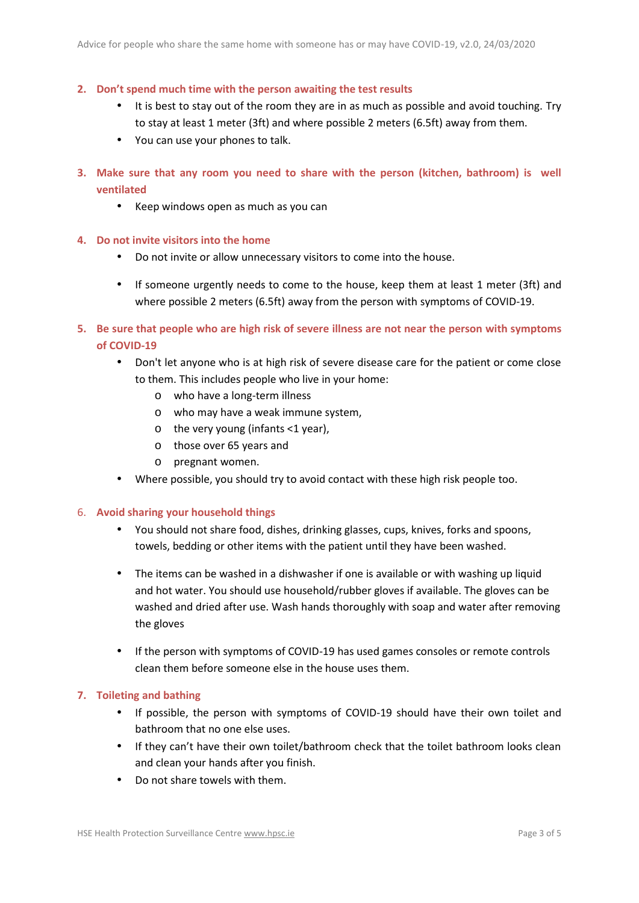2. **Don't spend much time with the person awaiting the test results**
    - It is best to stay out of the room they are in as much as possible and avoid touching. Try to stay at least 1 meter (3ft) and where possible 2 meters (6.5ft) away from them.
    - You can use your phones to talk.

3. **Make sure that any room you need to share with the person (kitchen, bathroom) is well ventilated**
    - Keep windows open as much as you can

4. **Do not invite visitors into the home**
    - Do not invite or allow unnecessary visitors to come into the house.
    - If someone urgently needs to come to the house, keep them at least 1 meter (3ft) and where possible 2 meters (6.5ft) away from the person with symptoms of COVID-19.

5. **Be sure that people who are high risk of severe illness are not near the person with symptoms of COVID-19**
    - Don't let anyone who is at high risk of severe disease care for the patient or come close to them. This includes people who live in your home:
        - who have a long-term illness
        - who may have a weak immune system,
        - the very young (infants <1 year),
        - those over 65 years and
        - pregnant women.
    - Where possible, you should try to avoid contact with these high risk people too.

6. **Avoid sharing your household things**
    - You should not share food, dishes, drinking glasses, cups, knives, forks and spoons, towels, bedding or other items with the patient until they have been washed.
    - The items can be washed in a dishwasher if one is available or with washing up liquid and hot water. You should use household/rubber gloves if available. The gloves can be washed and dried after use. Wash hands thoroughly with soap and water after removing the gloves
    - If the person with symptoms of COVID-19 has used games consoles or remote controls clean them before someone else in the house uses them.

7. **Toileting and bathing**
    - If possible, the person with symptoms of COVID-19 should have their own toilet and bathroom that no one else uses.
    - If they can't have their own toilet/bathroom check that the toilet bathroom looks clean and clean your hands after you finish.
    - Do not share towels with them.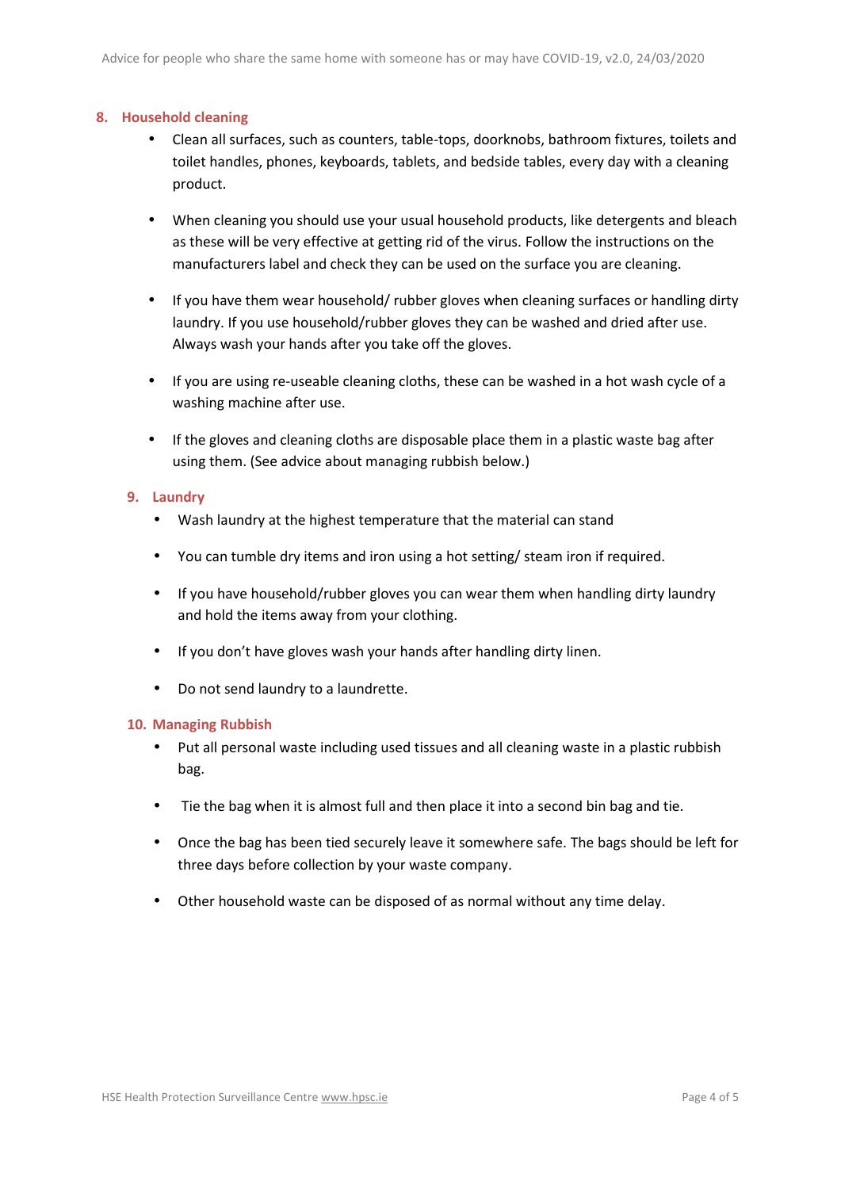## 8. Household cleaning

- Clean all surfaces, such as counters, table-tops, doorknobs, bathroom fixtures, toilets and toilet handles, phones, keyboards, tablets, and bedside tables, every day with a cleaning product.
- When cleaning you should use your usual household products, like detergents and bleach as these will be very effective at getting rid of the virus. Follow the instructions on the manufacturers label and check they can be used on the surface you are cleaning.
- If you have them wear household/ rubber gloves when cleaning surfaces or handling dirty laundry. If you use household/rubber gloves they can be washed and dried after use. Always wash your hands after you take off the gloves.
- If you are using re-useable cleaning cloths, these can be washed in a hot wash cycle of a washing machine after use.
- If the gloves and cleaning cloths are disposable place them in a plastic waste bag after using them. (See advice about managing rubbish below.)

## 9. Laundry

- Wash laundry at the highest temperature that the material can stand
- You can tumble dry items and iron using a hot setting/ steam iron if required.
- If you have household/rubber gloves you can wear them when handling dirty laundry and hold the items away from your clothing.
- If you don't have gloves wash your hands after handling dirty linen.
- Do not send laundry to a laundrette.

## 10. Managing Rubbish

- Put all personal waste including used tissues and all cleaning waste in a plastic rubbish bag.
- Tie the bag when it is almost full and then place it into a second bin bag and tie.
- Once the bag has been tied securely leave it somewhere safe. The bags should be left for three days before collection by your waste company.
- Other household waste can be disposed of as normal without any time delay.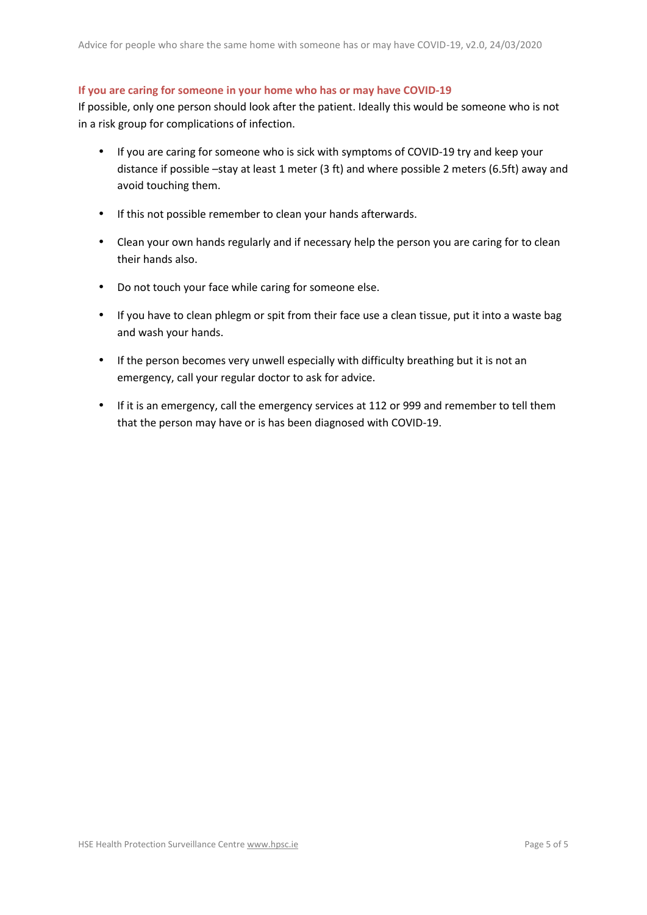## If you are caring for someone in your home who has or may have COVID-19

If possible, only one person should look after the patient. Ideally this would be someone who is not in a risk group for complications of infection.

- If you are caring for someone who is sick with symptoms of COVID-19 try and keep your distance if possible –stay at least 1 meter (3 ft) and where possible 2 meters (6.5ft) away and avoid touching them.
- If this not possible remember to clean your hands afterwards.
- Clean your own hands regularly and if necessary help the person you are caring for to clean their hands also.
- Do not touch your face while caring for someone else.
- If you have to clean phlegm or spit from their face use a clean tissue, put it into a waste bag and wash your hands.
- If the person becomes very unwell especially with difficulty breathing but it is not an emergency, call your regular doctor to ask for advice.
- If it is an emergency, call the emergency services at 112 or 999 and remember to tell them that the person may have or is has been diagnosed with COVID-19.